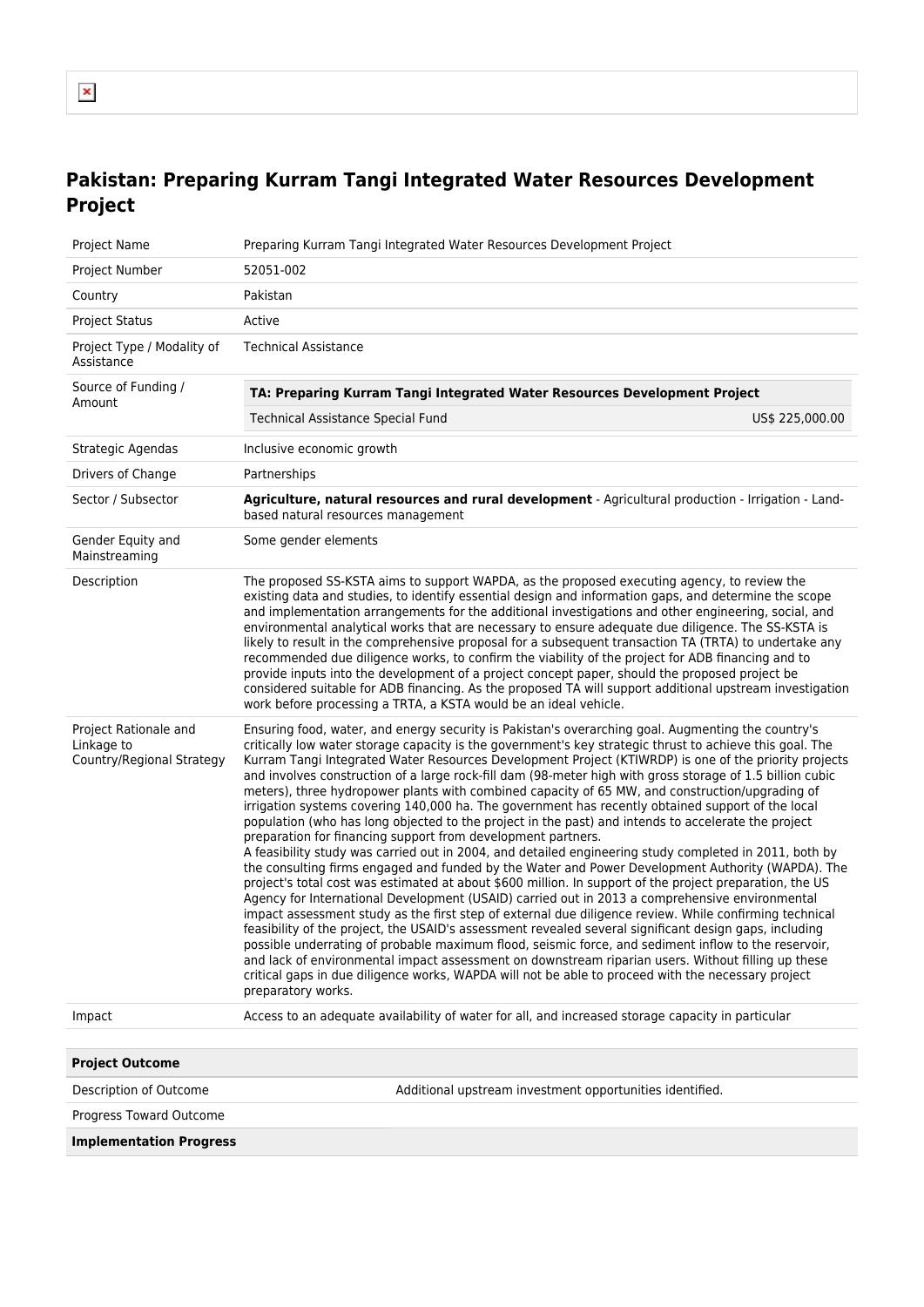# Pakistan: Preparing Kurram Tangi Integrated Water Resources Development Project

| | |
|---|---|
| Project Name | Preparing Kurram Tangi Integrated Water Resources Development Project |
| Project Number | 52051-002 |
| Country | Pakistan |
| Project Status | Active |
| Project Type / Modality of Assistance | Technical Assistance |
| Source of Funding / Amount | **TA: Preparing Kurram Tangi Integrated Water Resources Development Project**<br>Technical Assistance Special Fund US$ 225,000.00 |
| Strategic Agendas | Inclusive economic growth |
| Drivers of Change | Partnerships |
| Sector / Subsector | **Agriculture, natural resources and rural development** - Agricultural production - Irrigation - Land-based natural resources management |
| Gender Equity and Mainstreaming | Some gender elements |
| Description | The proposed SS-KSTA aims to support WAPDA, as the proposed executing agency, to review the existing data and studies, to identify essential design and information gaps, and determine the scope and implementation arrangements for the additional investigations and other engineering, social, and environmental analytical works that are necessary to ensure adequate due diligence. The SS-KSTA is likely to result in the comprehensive proposal for a subsequent transaction TA (TRTA) to undertake any recommended due diligence works, to confirm the viability of the project for ADB financing and to provide inputs into the development of a project concept paper, should the proposed project be considered suitable for ADB financing. As the proposed TA will support additional upstream investigation work before processing a TRTA, a KSTA would be an ideal vehicle. |
| Project Rationale and Linkage to Country/Regional Strategy | Ensuring food, water, and energy security is Pakistan's overarching goal. Augmenting the country's critically low water storage capacity is the government's key strategic thrust to achieve this goal. The Kurram Tangi Integrated Water Resources Development Project (KTIWRDP) is one of the priority projects and involves construction of a large rock-fill dam (98-meter high with gross storage of 1.5 billion cubic meters), three hydropower plants with combined capacity of 65 MW, and construction/upgrading of irrigation systems covering 140,000 ha. The government has recently obtained support of the local population (who has long objected to the project in the past) and intends to accelerate the project preparation for financing support from development partners.<br>A feasibility study was carried out in 2004, and detailed engineering study completed in 2011, both by the consulting firms engaged and funded by the Water and Power Development Authority (WAPDA). The project's total cost was estimated at about $600 million. In support of the project preparation, the US Agency for International Development (USAID) carried out in 2013 a comprehensive environmental impact assessment study as the first step of external due diligence review. While confirming technical feasibility of the project, the USAID's assessment revealed several significant design gaps, including possible underrating of probable maximum flood, seismic force, and sediment inflow to the reservoir, and lack of environmental impact assessment on downstream riparian users. Without filling up these critical gaps in due diligence works, WAPDA will not be able to proceed with the necessary project preparatory works. |
| Impact | Access to an adequate availability of water for all, and increased storage capacity in particular |

| **Project Outcome** | |
|---|---|
| Description of Outcome | Additional upstream investment opportunities identified. |
| Progress Toward Outcome | |
| **Implementation Progress** | |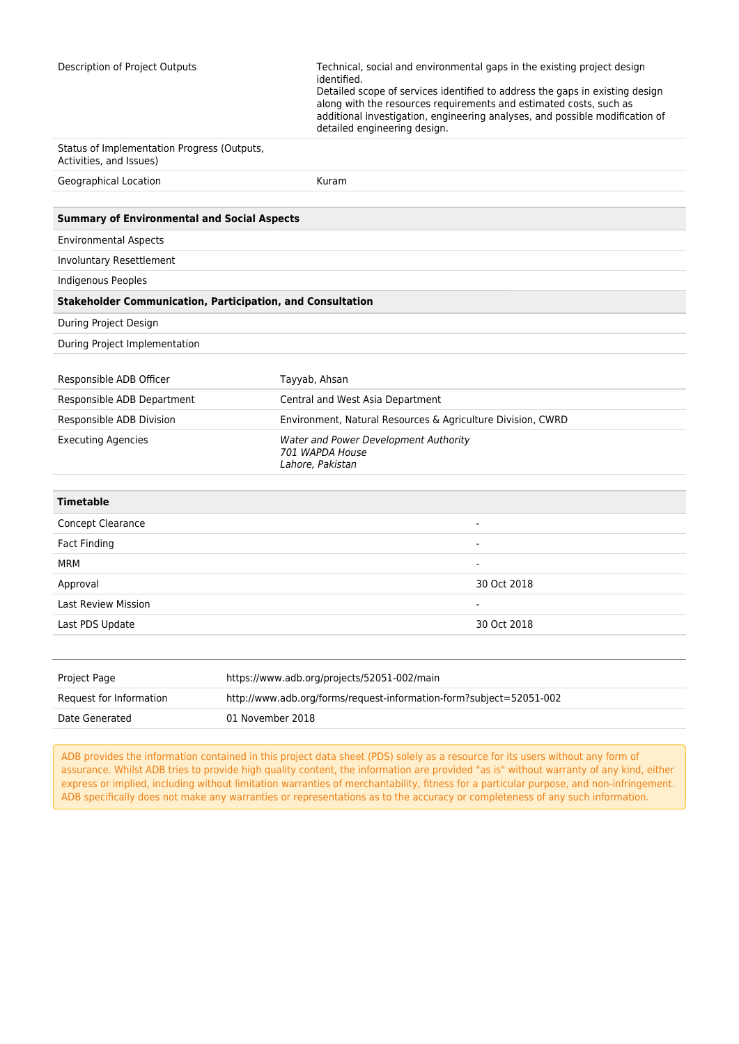| | |
|---|---|
| Description of Project Outputs | Technical, social and environmental gaps in the existing project design identified.<br>Detailed scope of services identified to address the gaps in existing design along with the resources requirements and estimated costs, such as additional investigation, engineering analyses, and possible modification of detailed engineering design. |
| Status of Implementation Progress (Outputs, Activities, and Issues) | |
| Geographical Location | Kuram |

| **Summary of Environmental and Social Aspects** | |
|---|---|
| Environmental Aspects | |
| Involuntary Resettlement | |
| Indigenous Peoples | |
| **Stakeholder Communication, Participation, and Consultation** | |
| During Project Design | |
| During Project Implementation | |

| | |
|---|---|
| Responsible ADB Officer | Tayyab, Ahsan |
| Responsible ADB Department | Central and West Asia Department |
| Responsible ADB Division | Environment, Natural Resources & Agriculture Division, CWRD |
| Executing Agencies | *Water and Power Development Authority*<br>*701 WAPDA House*<br>*Lahore, Pakistan* |

| **Timetable** | |
|---|---|
| Concept Clearance | - |
| Fact Finding | - |
| MRM | - |
| Approval | 30 Oct 2018 |
| Last Review Mission | - |
| Last PDS Update | 30 Oct 2018 |

| | |
|---|---|
| Project Page | https://www.adb.org/projects/52051-002/main |
| Request for Information | http://www.adb.org/forms/request-information-form?subject=52051-002 |
| Date Generated | 01 November 2018 |

ADB provides the information contained in this project data sheet (PDS) solely as a resource for its users without any form of assurance. Whilst ADB tries to provide high quality content, the information are provided "as is" without warranty of any kind, either express or implied, including without limitation warranties of merchantability, fitness for a particular purpose, and non-infringement. ADB specifically does not make any warranties or representations as to the accuracy or completeness of any such information.